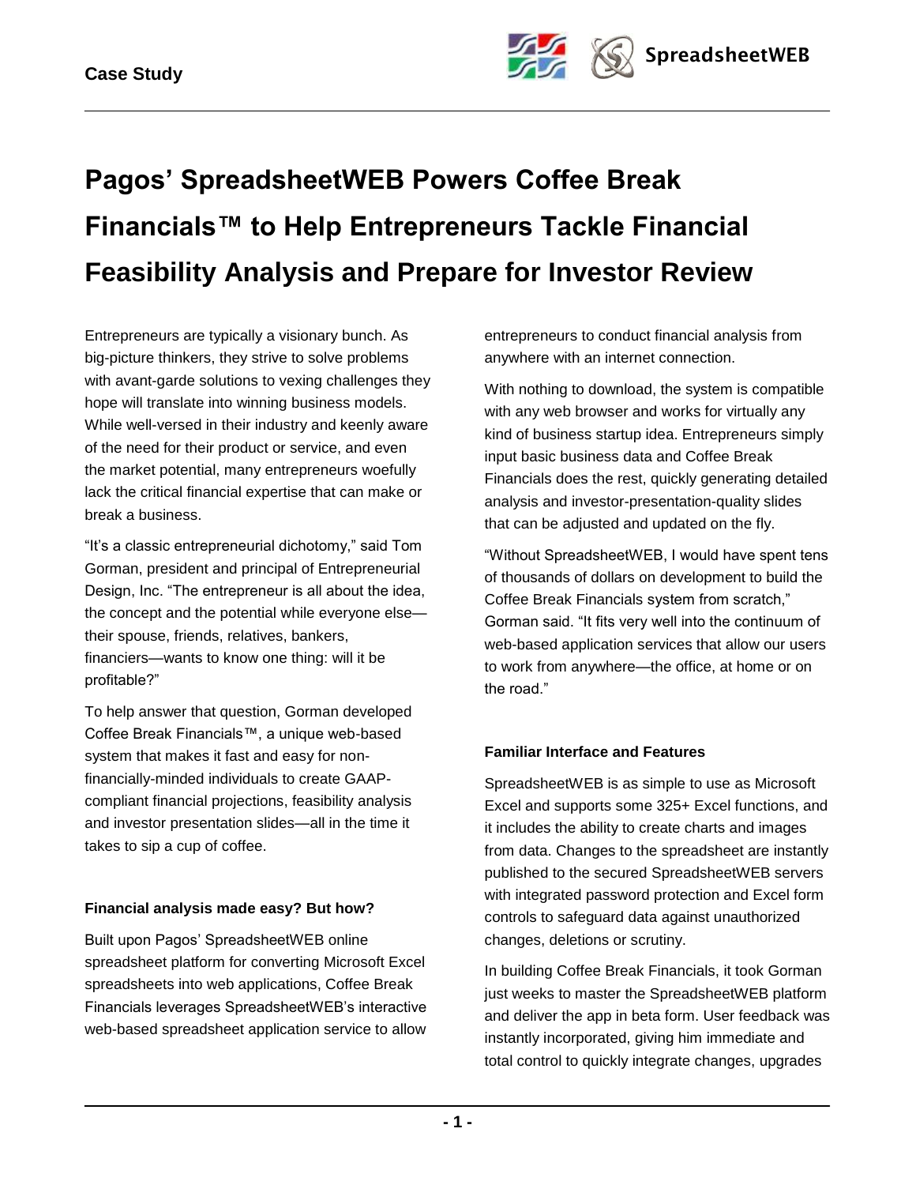Case Study

# Pagos' SpreadsheetWEB Powers Coffee Break Financials™ to Help Entrepreneurs Tackle Financial Feasibility Analysis and Prepare for Investor Review

Entrepreneurs are typically a visionary bunch. As big-picture thinkers, they strive to solve problems with avant-garde solutions to vexing challenges they hope will translate into winning business models. While well-versed in their industry and keenly aware of the need for their product or service, and even the market potential, many entrepreneurs woefully lack the critical financial expertise that can make or break a business.

"It's a classic entrepreneurial dichotomy," said Tom Gorman, president and principal of Entrepreneurial Design, Inc. "The entrepreneur is all about the idea, the concept and the potential while everyone else—their spouse, friends, relatives, bankers, financiers—wants to know one thing: will it be profitable?"

To help answer that question, Gorman developed Coffee Break Financials™, a unique web-based system that makes it fast and easy for non-financially-minded individuals to create GAAP-compliant financial projections, feasibility analysis and investor presentation slides—all in the time it takes to sip a cup of coffee.

#### Financial analysis made easy? But how?

Built upon Pagos' SpreadsheetWEB online spreadsheet platform for converting Microsoft Excel spreadsheets into web applications, Coffee Break Financials leverages SpreadsheetWEB's interactive web-based spreadsheet application service to allow entrepreneurs to conduct financial analysis from anywhere with an internet connection.

With nothing to download, the system is compatible with any web browser and works for virtually any kind of business startup idea. Entrepreneurs simply input basic business data and Coffee Break Financials does the rest, quickly generating detailed analysis and investor-presentation-quality slides that can be adjusted and updated on the fly.

"Without SpreadsheetWEB, I would have spent tens of thousands of dollars on development to build the Coffee Break Financials system from scratch," Gorman said. "It fits very well into the continuum of web-based application services that allow our users to work from anywhere—the office, at home or on the road."

#### Familiar Interface and Features

SpreadsheetWEB is as simple to use as Microsoft Excel and supports some 325+ Excel functions, and it includes the ability to create charts and images from data. Changes to the spreadsheet are instantly published to the secured SpreadsheetWEB servers with integrated password protection and Excel form controls to safeguard data against unauthorized changes, deletions or scrutiny.

In building Coffee Break Financials, it took Gorman just weeks to master the SpreadsheetWEB platform and deliver the app in beta form. User feedback was instantly incorporated, giving him immediate and total control to quickly integrate changes, upgrades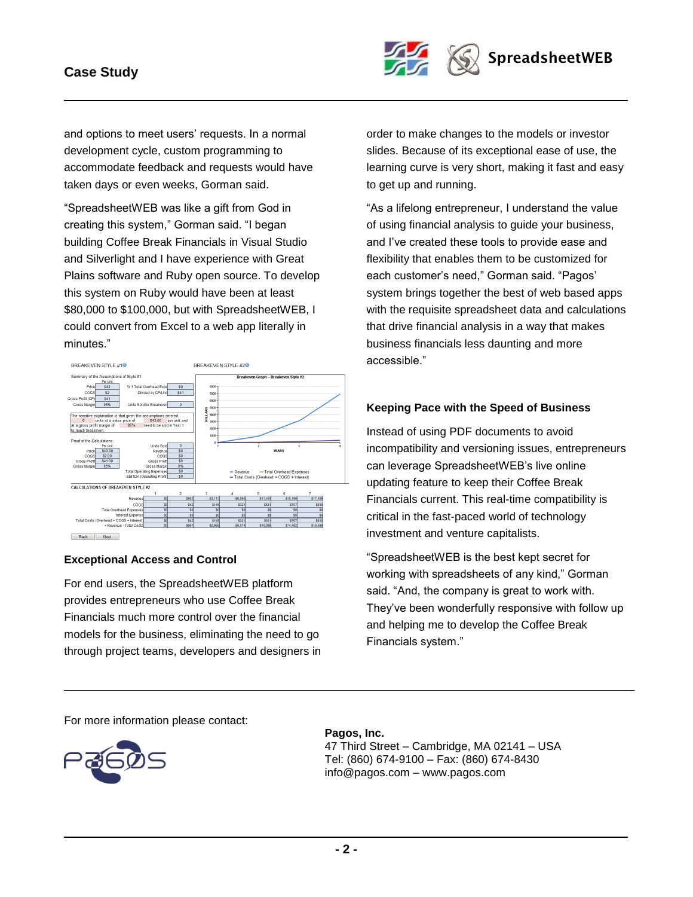and options to meet users' requests. In a normal development cycle, custom programming to accommodate feedback and requests would have taken days or even weeks, Gorman said.

"SpreadsheetWEB was like a gift from God in creating this system," Gorman said. "I began building Coffee Break Financials in Visual Studio and Silverlight and I have experience with Great Plains software and Ruby open source. To develop this system on Ruby would have been at least $80,000 to $100,000, but with SpreadsheetWEB, I could convert from Excel to a web app literally in minutes."

### Exceptional Access and Control

For end users, the SpreadsheetWEB platform provides entrepreneurs who use Coffee Break Financials much more control over the financial models for the business, eliminating the need to go through project teams, developers and designers in order to make changes to the models or investor slides. Because of its exceptional ease of use, the learning curve is very short, making it fast and easy to get up and running.

"As a lifelong entrepreneur, I understand the value of using financial analysis to guide your business, and I've created these tools to provide ease and flexibility that enables them to be customized for each customer's need," Gorman said. "Pagos' system brings together the best of web based apps with the requisite spreadsheet data and calculations that drive financial analysis in a way that makes business financials less daunting and more accessible."

### Keeping Pace with the Speed of Business

Instead of using PDF documents to avoid incompatibility and versioning issues, entrepreneurs can leverage SpreadsheetWEB's live online updating feature to keep their Coffee Break Financials current. This real-time compatibility is critical in the fast-paced world of technology investment and venture capitalists.

"SpreadsheetWEB is the best kept secret for working with spreadsheets of any kind," Gorman said. "And, the company is great to work with. They've been wonderfully responsive with follow up and helping me to develop the Coffee Break Financials system."

For more information please contact:

**Pagos, Inc.**
47 Third Street – Cambridge, MA 02141 – USA
Tel: (860) 674-9100 – Fax: (860) 674-8430
info@pagos.com – www.pagos.com